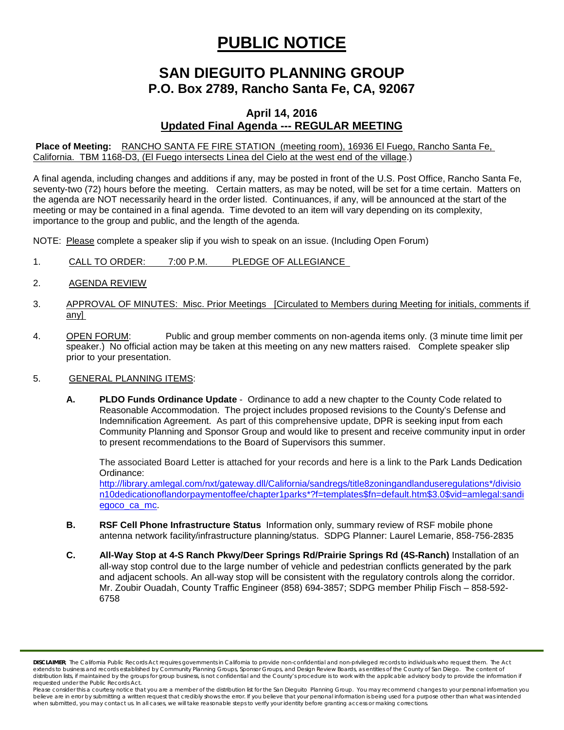# PUBLIC NOTICE

## SAN DIEGUITO PLANNING GROUP
## P.O. Box 2789, Rancho Santa Fe, CA, 92067

### April 14, 2016
### Updated Final Agenda --- REGULAR MEETING

**Place of Meeting:** RANCHO SANTA FE FIRE STATION (meeting room), 16936 El Fuego, Rancho Santa Fe, California. TBM 1168-D3, (El Fuego intersects Linea del Cielo at the west end of the village.)

A final agenda, including changes and additions if any, may be posted in front of the U.S. Post Office, Rancho Santa Fe, seventy-two (72) hours before the meeting. Certain matters, as may be noted, will be set for a time certain. Matters on the agenda are NOT necessarily heard in the order listed. Continuances, if any, will be announced at the start of the meeting or may be contained in a final agenda. Time devoted to an item will vary depending on its complexity, importance to the group and public, and the length of the agenda.

NOTE: Please complete a speaker slip if you wish to speak on an issue. (Including Open Forum)

1. CALL TO ORDER: 7:00 P.M. PLEDGE OF ALLEGIANCE

2. AGENDA REVIEW

3. APPROVAL OF MINUTES: Misc. Prior Meetings [Circulated to Members during Meeting for initials, comments if any]

4. OPEN FORUM: Public and group member comments on non-agenda items only. (3 minute time limit per speaker.) No official action may be taken at this meeting on any new matters raised. Complete speaker slip prior to your presentation.

5. GENERAL PLANNING ITEMS:

   **A. PLDO Funds Ordinance Update** - Ordinance to add a new chapter to the County Code related to Reasonable Accommodation. The project includes proposed revisions to the County's Defense and Indemnification Agreement. As part of this comprehensive update, DPR is seeking input from each Community Planning and Sponsor Group and would like to present and receive community input in order to present recommendations to the Board of Supervisors this summer.

   The associated Board Letter is attached for your records and here is a link to the Park Lands Dedication Ordinance:
   http://library.amlegal.com/nxt/gateway.dll/California/sandregs/title8zoningandlanduseregulations*/division10dedicationoflandorpaymentoffee/chapter1parks*?f=templates$fn=default.htm$3.0$vid=amlegal:sandiegoco_ca_mc.

   **B. RSF Cell Phone Infrastructure Status** Information only, summary review of RSF mobile phone antenna network facility/infrastructure planning/status. SDPG Planner: Laurel Lemarie, 858-756-2835

   **C. All-Way Stop at 4-S Ranch Pkwy/Deer Springs Rd/Prairie Springs Rd (4S-Ranch)** Installation of an all-way stop control due to the large number of vehicle and pedestrian conflicts generated by the park and adjacent schools. An all-way stop will be consistent with the regulatory controls along the corridor. Mr. Zoubir Ouadah, County Traffic Engineer (858) 694-3857; SDPG member Philip Fisch – 858-592-6758

**DISCLAIMER**; The California Public Records Act requires governments in California to provide non-confidential and non-privileged records to individuals who request them. The Act extends to business and records established by Community Planning Groups, Sponsor Groups, and Design Review Boards, as entities of the County of San Diego. The content of distribution lists, if maintained by the groups for group business, is not confidential and the County's procedure is to work with the applicable advisory body to provide the information if requested under the Public Records Act.
Please consider this a courtesy notice that you are a member of the distribution list for the San Dieguito Planning Group. You may recommend changes to your personal information you believe are in error by submitting a written request that credibly shows the error. If you believe that your personal information is being used for a purpose other than what was intended when submitted, you may contact us. In all cases, we will take reasonable steps to verify your identity before granting access or making corrections.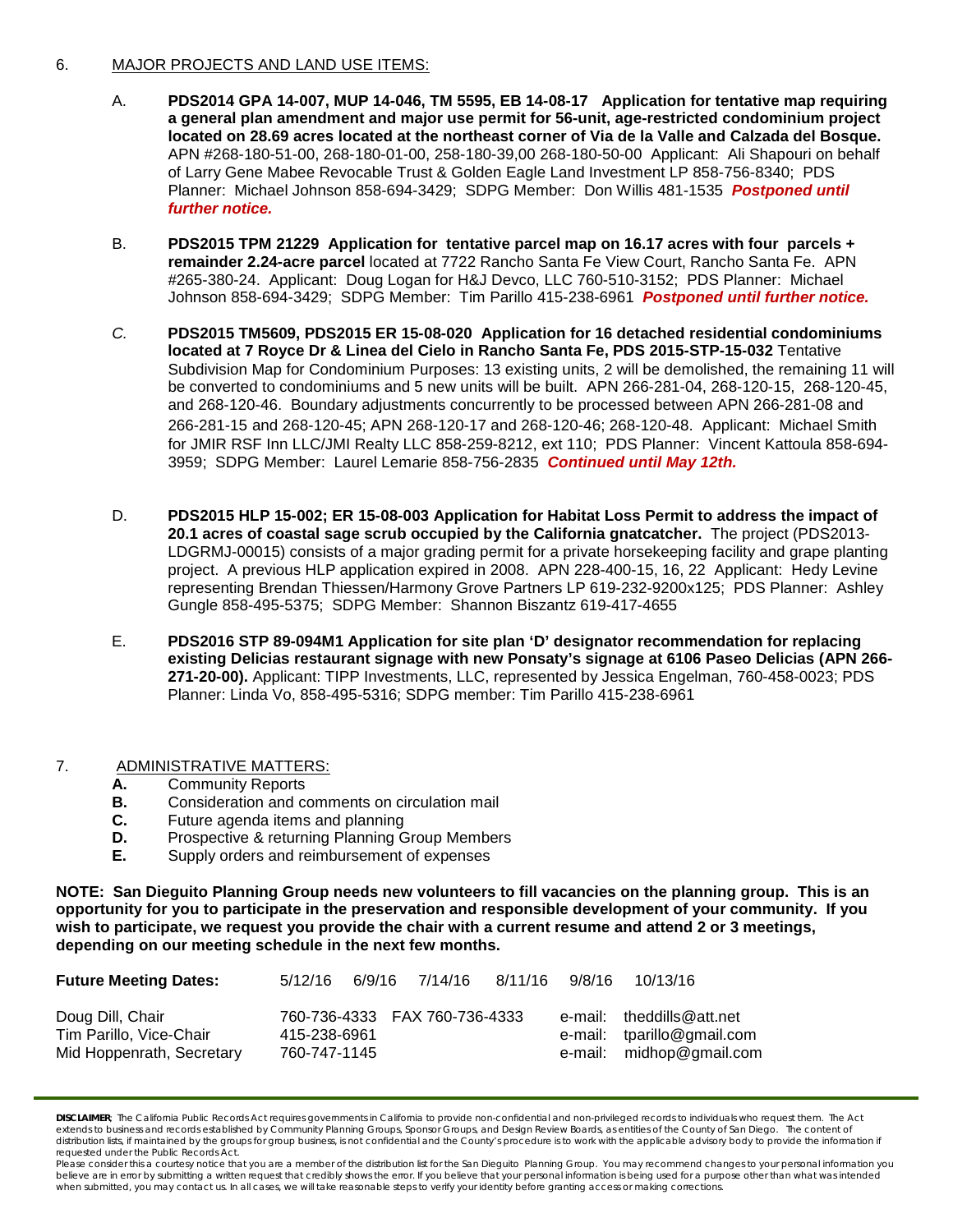6. MAJOR PROJECTS AND LAND USE ITEMS:

A. **PDS2014 GPA 14-007, MUP 14-046, TM 5595, EB 14-08-17 Application for tentative map requiring a general plan amendment and major use permit for 56-unit, age-restricted condominium project located on 28.69 acres located at the northeast corner of Via de la Valle and Calzada del Bosque.** APN #268-180-51-00, 268-180-01-00, 258-180-39,00 268-180-50-00 Applicant: Ali Shapouri on behalf of Larry Gene Mabee Revocable Trust & Golden Eagle Land Investment LP 858-756-8340; PDS Planner: Michael Johnson 858-694-3429; SDPG Member: Don Willis 481-1535 ***Postponed until further notice.***

B. **PDS2015 TPM 21229 Application for tentative parcel map on 16.17 acres with four parcels + remainder 2.24-acre parcel** located at 7722 Rancho Santa Fe View Court, Rancho Santa Fe. APN #265-380-24. Applicant: Doug Logan for H&J Devco, LLC 760-510-3152; PDS Planner: Michael Johnson 858-694-3429; SDPG Member: Tim Parillo 415-238-6961 ***Postponed until further notice.***

C. **PDS2015 TM5609, PDS2015 ER 15-08-020 Application for 16 detached residential condominiums located at 7 Royce Dr & Linea del Cielo in Rancho Santa Fe, PDS 2015-STP-15-032** Tentative Subdivision Map for Condominium Purposes: 13 existing units, 2 will be demolished, the remaining 11 will be converted to condominiums and 5 new units will be built. APN 266-281-04, 268-120-15, 268-120-45, and 268-120-46. Boundary adjustments concurrently to be processed between APN 266-281-08 and 266-281-15 and 268-120-45; APN 268-120-17 and 268-120-46; 268-120-48. Applicant: Michael Smith for JMIR RSF Inn LLC/JMI Realty LLC 858-259-8212, ext 110; PDS Planner: Vincent Kattoula 858-694-3959; SDPG Member: Laurel Lemarie 858-756-2835 ***Continued until May 12th.***

D. **PDS2015 HLP 15-002; ER 15-08-003 Application for Habitat Loss Permit to address the impact of 20.1 acres of coastal sage scrub occupied by the California gnatcatcher.** The project (PDS2013-LDGRMJ-00015) consists of a major grading permit for a private horsekeeping facility and grape planting project. A previous HLP application expired in 2008. APN 228-400-15, 16, 22 Applicant: Hedy Levine representing Brendan Thiessen/Harmony Grove Partners LP 619-232-9200x125; PDS Planner: Ashley Gungle 858-495-5375; SDPG Member: Shannon Biszantz 619-417-4655

E. **PDS2016 STP 89-094M1 Application for site plan 'D' designator recommendation for replacing existing Delicias restaurant signage with new Ponsaty's signage at 6106 Paseo Delicias (APN 266-271-20-00).** Applicant: TIPP Investments, LLC, represented by Jessica Engelman, 760-458-0023; PDS Planner: Linda Vo, 858-495-5316; SDPG member: Tim Parillo 415-238-6961

7. ADMINISTRATIVE MATTERS:

- **A.** Community Reports
- **B.** Consideration and comments on circulation mail
- **C.** Future agenda items and planning
- **D.** Prospective & returning Planning Group Members
- **E.** Supply orders and reimbursement of expenses

**NOTE: San Dieguito Planning Group needs new volunteers to fill vacancies on the planning group. This is an opportunity for you to participate in the preservation and responsible development of your community. If you wish to participate, we request you provide the chair with a current resume and attend 2 or 3 meetings, depending on our meeting schedule in the next few months.**

**Future Meeting Dates:** 5/12/16 6/9/16 7/14/16 8/11/16 9/8/16 10/13/16

| | | |
|---|---|---|
| Doug Dill, Chair | 760-736-4333 FAX 760-736-4333 | e-mail: theddills@att.net |
| Tim Parillo, Vice-Chair | 415-238-6961 | e-mail: tparillo@gmail.com |
| Mid Hoppenrath, Secretary | 760-747-1145 | e-mail: midhop@gmail.com |

**DISCLAIMER**; The California Public Records Act requires governments in California to provide non-confidential and non-privileged records to individuals who request them. The Act extends to business and records established by Community Planning Groups, Sponsor Groups, and Design Review Boards, as entities of the County of San Diego. The content of distribution lists, if maintained by the groups for group business, is not confidential and the County's procedure is to work with the applicable advisory body to provide the information if requested under the Public Records Act.
Please consider this a courtesy notice that you are a member of the distribution list for the San Dieguito Planning Group. You may recommend changes to your personal information you believe are in error by submitting a written request that credibly shows the error. If you believe that your personal information is being used for a purpose other than what was intended when submitted, you may contact us. In all cases, we will take reasonable steps to verify your identity before granting access or making corrections.